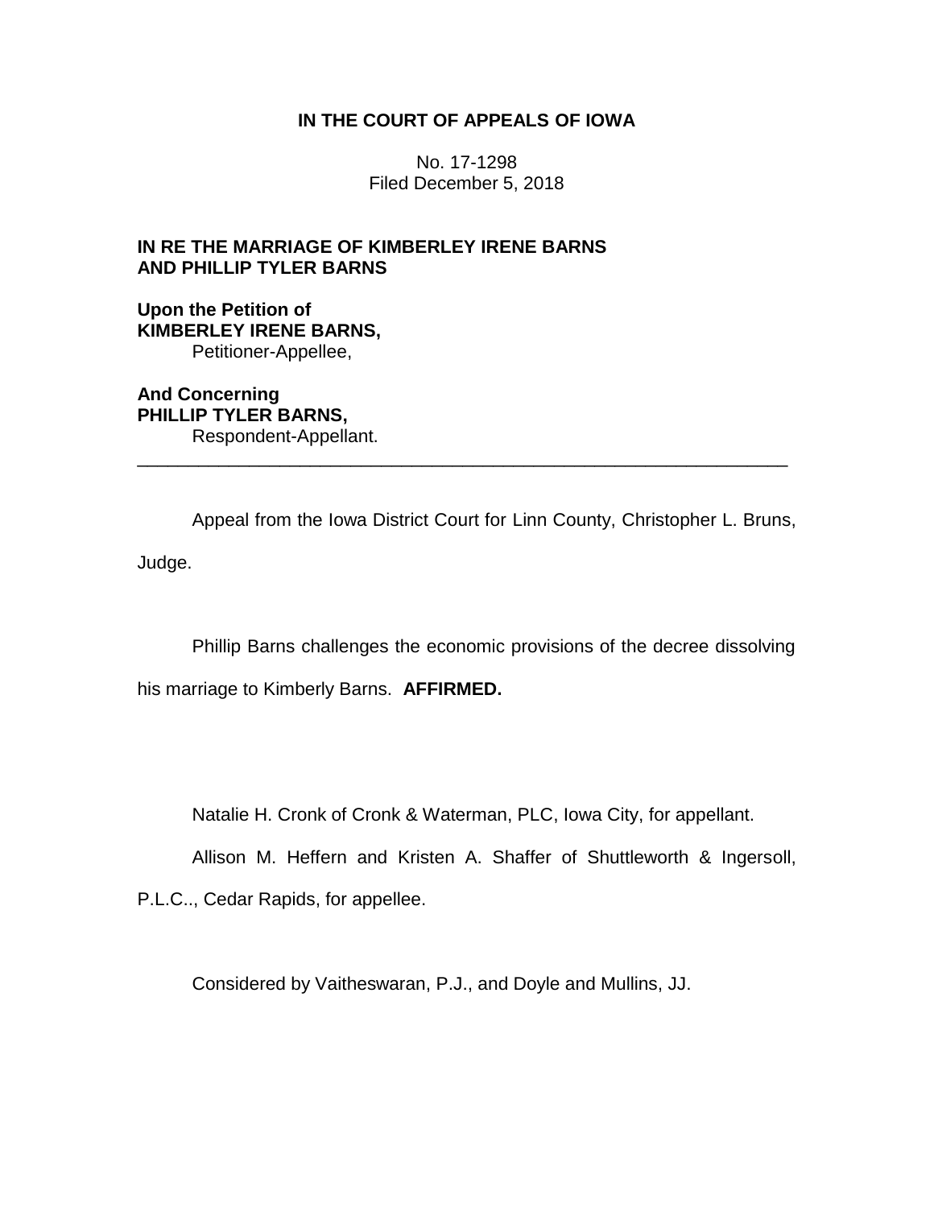**IN THE COURT OF APPEALS OF IOWA**

No. 17-1298
Filed December 5, 2018

**IN RE THE MARRIAGE OF KIMBERLEY IRENE BARNS AND PHILLIP TYLER BARNS**

**Upon the Petition of**
**KIMBERLEY IRENE BARNS,**
Petitioner-Appellee,

**And Concerning**
**PHILLIP TYLER BARNS,**
Respondent-Appellant.

---

Appeal from the Iowa District Court for Linn County, Christopher L. Bruns, Judge.

Phillip Barns challenges the economic provisions of the decree dissolving his marriage to Kimberly Barns. **AFFIRMED.**

Natalie H. Cronk of Cronk & Waterman, PLC, Iowa City, for appellant.

Allison M. Heffern and Kristen A. Shaffer of Shuttleworth & Ingersoll, P.L.C.., Cedar Rapids, for appellee.

Considered by Vaitheswaran, P.J., and Doyle and Mullins, JJ.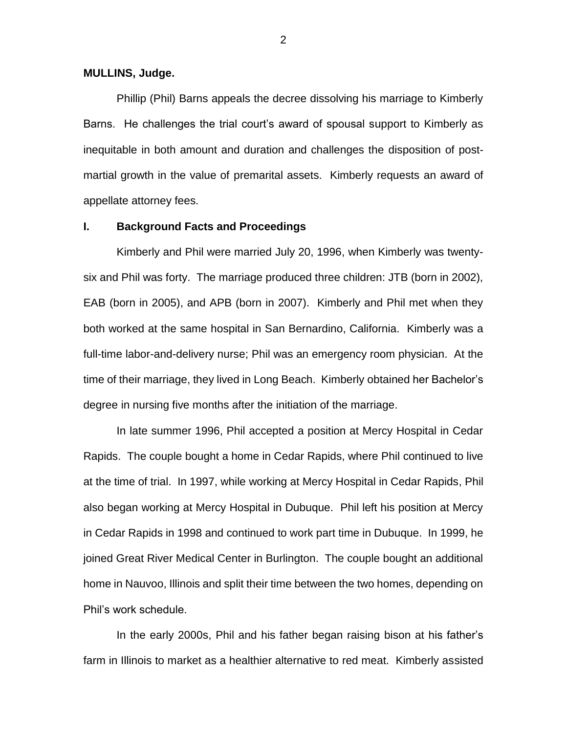**MULLINS, Judge.**

Phillip (Phil) Barns appeals the decree dissolving his marriage to Kimberly Barns. He challenges the trial court's award of spousal support to Kimberly as inequitable in both amount and duration and challenges the disposition of post-martial growth in the value of premarital assets. Kimberly requests an award of appellate attorney fees.

## I. Background Facts and Proceedings

Kimberly and Phil were married July 20, 1996, when Kimberly was twenty-six and Phil was forty. The marriage produced three children: JTB (born in 2002), EAB (born in 2005), and APB (born in 2007). Kimberly and Phil met when they both worked at the same hospital in San Bernardino, California. Kimberly was a full-time labor-and-delivery nurse; Phil was an emergency room physician. At the time of their marriage, they lived in Long Beach. Kimberly obtained her Bachelor's degree in nursing five months after the initiation of the marriage.

In late summer 1996, Phil accepted a position at Mercy Hospital in Cedar Rapids. The couple bought a home in Cedar Rapids, where Phil continued to live at the time of trial. In 1997, while working at Mercy Hospital in Cedar Rapids, Phil also began working at Mercy Hospital in Dubuque. Phil left his position at Mercy in Cedar Rapids in 1998 and continued to work part time in Dubuque. In 1999, he joined Great River Medical Center in Burlington. The couple bought an additional home in Nauvoo, Illinois and split their time between the two homes, depending on Phil's work schedule.

In the early 2000s, Phil and his father began raising bison at his father's farm in Illinois to market as a healthier alternative to red meat. Kimberly assisted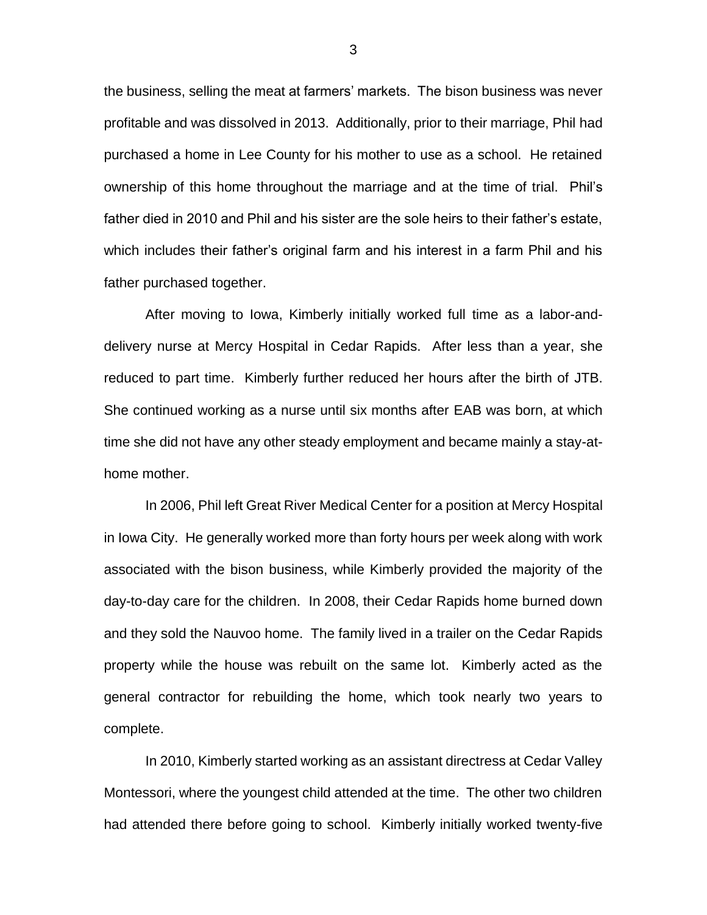the business, selling the meat at farmers' markets. The bison business was never profitable and was dissolved in 2013. Additionally, prior to their marriage, Phil had purchased a home in Lee County for his mother to use as a school. He retained ownership of this home throughout the marriage and at the time of trial. Phil's father died in 2010 and Phil and his sister are the sole heirs to their father's estate, which includes their father's original farm and his interest in a farm Phil and his father purchased together.

After moving to Iowa, Kimberly initially worked full time as a labor-and-delivery nurse at Mercy Hospital in Cedar Rapids. After less than a year, she reduced to part time. Kimberly further reduced her hours after the birth of JTB. She continued working as a nurse until six months after EAB was born, at which time she did not have any other steady employment and became mainly a stay-at-home mother.

In 2006, Phil left Great River Medical Center for a position at Mercy Hospital in Iowa City. He generally worked more than forty hours per week along with work associated with the bison business, while Kimberly provided the majority of the day-to-day care for the children. In 2008, their Cedar Rapids home burned down and they sold the Nauvoo home. The family lived in a trailer on the Cedar Rapids property while the house was rebuilt on the same lot. Kimberly acted as the general contractor for rebuilding the home, which took nearly two years to complete.

In 2010, Kimberly started working as an assistant directress at Cedar Valley Montessori, where the youngest child attended at the time. The other two children had attended there before going to school. Kimberly initially worked twenty-five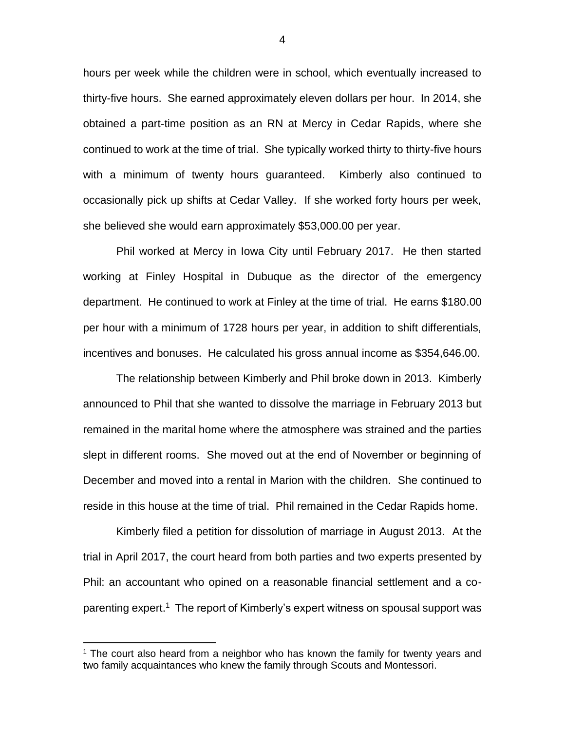hours per week while the children were in school, which eventually increased to thirty-five hours. She earned approximately eleven dollars per hour. In 2014, she obtained a part-time position as an RN at Mercy in Cedar Rapids, where she continued to work at the time of trial. She typically worked thirty to thirty-five hours with a minimum of twenty hours guaranteed. Kimberly also continued to occasionally pick up shifts at Cedar Valley. If she worked forty hours per week, she believed she would earn approximately $53,000.00 per year.

Phil worked at Mercy in Iowa City until February 2017. He then started working at Finley Hospital in Dubuque as the director of the emergency department. He continued to work at Finley at the time of trial. He earns $180.00 per hour with a minimum of 1728 hours per year, in addition to shift differentials, incentives and bonuses. He calculated his gross annual income as $354,646.00.

The relationship between Kimberly and Phil broke down in 2013. Kimberly announced to Phil that she wanted to dissolve the marriage in February 2013 but remained in the marital home where the atmosphere was strained and the parties slept in different rooms. She moved out at the end of November or beginning of December and moved into a rental in Marion with the children. She continued to reside in this house at the time of trial. Phil remained in the Cedar Rapids home.

Kimberly filed a petition for dissolution of marriage in August 2013. At the trial in April 2017, the court heard from both parties and two experts presented by Phil: an accountant who opined on a reasonable financial settlement and a co-parenting expert.[1] The report of Kimberly's expert witness on spousal support was

[1] The court also heard from a neighbor who has known the family for twenty years and two family acquaintances who knew the family through Scouts and Montessori.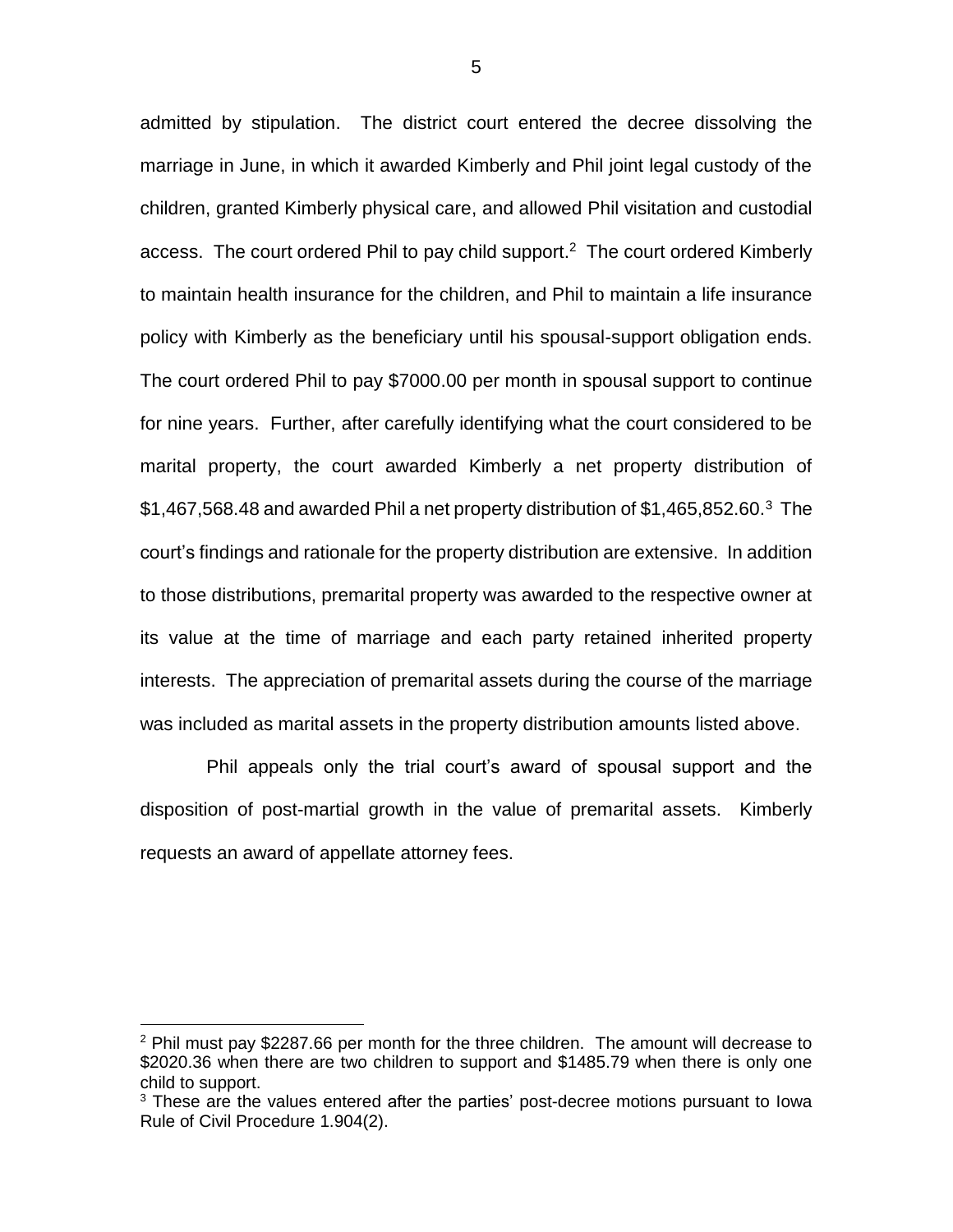admitted by stipulation. The district court entered the decree dissolving the marriage in June, in which it awarded Kimberly and Phil joint legal custody of the children, granted Kimberly physical care, and allowed Phil visitation and custodial access. The court ordered Phil to pay child support.[2] The court ordered Kimberly to maintain health insurance for the children, and Phil to maintain a life insurance policy with Kimberly as the beneficiary until his spousal-support obligation ends. The court ordered Phil to pay $7000.00 per month in spousal support to continue for nine years. Further, after carefully identifying what the court considered to be marital property, the court awarded Kimberly a net property distribution of $1,467,568.48 and awarded Phil a net property distribution of $1,465,852.60.[3] The court's findings and rationale for the property distribution are extensive. In addition to those distributions, premarital property was awarded to the respective owner at its value at the time of marriage and each party retained inherited property interests. The appreciation of premarital assets during the course of the marriage was included as marital assets in the property distribution amounts listed above.

Phil appeals only the trial court's award of spousal support and the disposition of post-martial growth in the value of premarital assets. Kimberly requests an award of appellate attorney fees.

---

[2] Phil must pay $2287.66 per month for the three children. The amount will decrease to $2020.36 when there are two children to support and $1485.79 when there is only one child to support.

[3] These are the values entered after the parties' post-decree motions pursuant to Iowa Rule of Civil Procedure 1.904(2).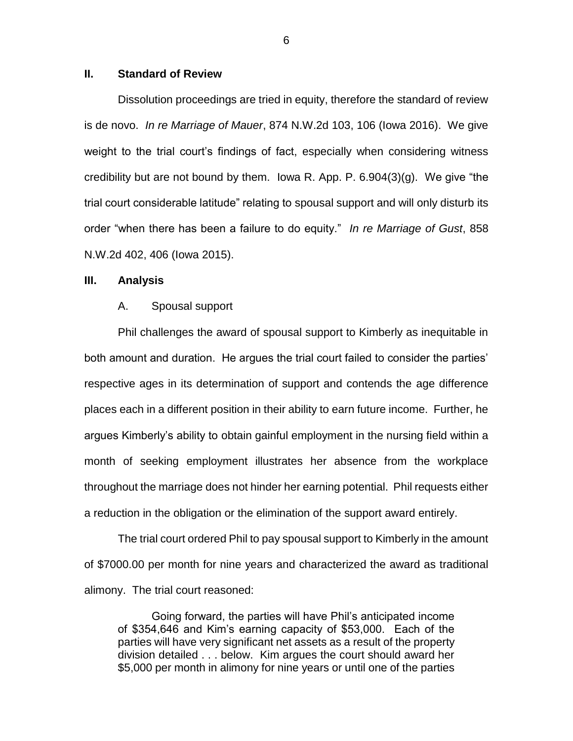## II. Standard of Review

Dissolution proceedings are tried in equity, therefore the standard of review is de novo. *In re Marriage of Mauer*, 874 N.W.2d 103, 106 (Iowa 2016). We give weight to the trial court's findings of fact, especially when considering witness credibility but are not bound by them. Iowa R. App. P. 6.904(3)(g). We give "the trial court considerable latitude" relating to spousal support and will only disturb its order "when there has been a failure to do equity." *In re Marriage of Gust*, 858 N.W.2d 402, 406 (Iowa 2015).

## III. Analysis

### A. Spousal support

Phil challenges the award of spousal support to Kimberly as inequitable in both amount and duration. He argues the trial court failed to consider the parties' respective ages in its determination of support and contends the age difference places each in a different position in their ability to earn future income. Further, he argues Kimberly's ability to obtain gainful employment in the nursing field within a month of seeking employment illustrates her absence from the workplace throughout the marriage does not hinder her earning potential. Phil requests either a reduction in the obligation or the elimination of the support award entirely.

The trial court ordered Phil to pay spousal support to Kimberly in the amount of $7000.00 per month for nine years and characterized the award as traditional alimony. The trial court reasoned:

> Going forward, the parties will have Phil's anticipated income of $354,646 and Kim's earning capacity of $53,000. Each of the parties will have very significant net assets as a result of the property division detailed . . . below. Kim argues the court should award her $5,000 per month in alimony for nine years or until one of the parties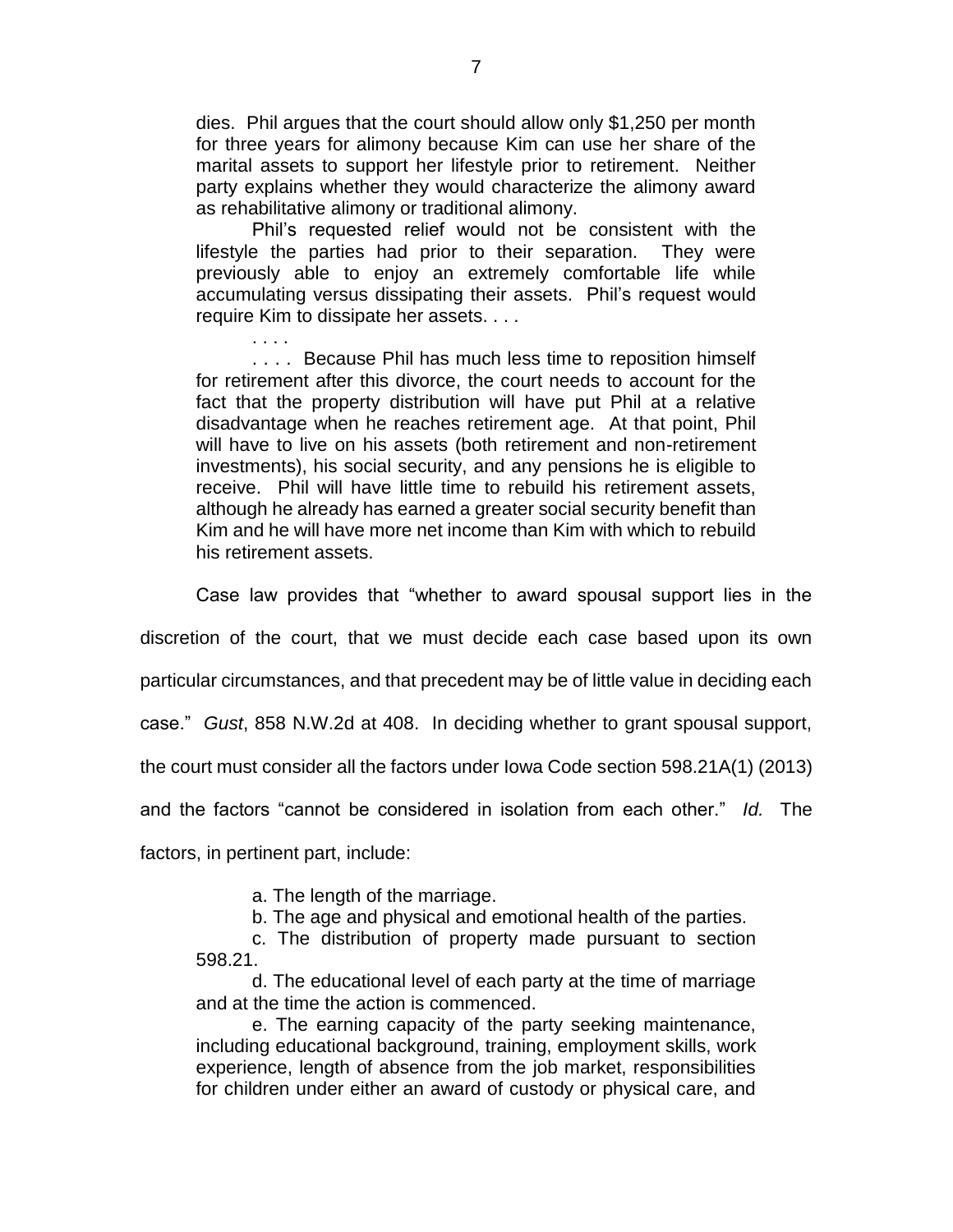dies. Phil argues that the court should allow only $1,250 per month for three years for alimony because Kim can use her share of the marital assets to support her lifestyle prior to retirement. Neither party explains whether they would characterize the alimony award as rehabilitative alimony or traditional alimony.

> Phil's requested relief would not be consistent with the lifestyle the parties had prior to their separation. They were previously able to enjoy an extremely comfortable life while accumulating versus dissipating their assets. Phil's request would require Kim to dissipate her assets. . . .
>
> . . . .
>
> . . . . Because Phil has much less time to reposition himself for retirement after this divorce, the court needs to account for the fact that the property distribution will have put Phil at a relative disadvantage when he reaches retirement age. At that point, Phil will have to live on his assets (both retirement and non-retirement investments), his social security, and any pensions he is eligible to receive. Phil will have little time to rebuild his retirement assets, although he already has earned a greater social security benefit than Kim and he will have more net income than Kim with which to rebuild his retirement assets.

Case law provides that "whether to award spousal support lies in the discretion of the court, that we must decide each case based upon its own particular circumstances, and that precedent may be of little value in deciding each case." *Gust*, 858 N.W.2d at 408. In deciding whether to grant spousal support, the court must consider all the factors under Iowa Code section 598.21A(1) (2013) and the factors "cannot be considered in isolation from each other." *Id.* The factors, in pertinent part, include:

> a. The length of the marriage.
>
> b. The age and physical and emotional health of the parties.
>
> c. The distribution of property made pursuant to section 598.21.
>
> d. The educational level of each party at the time of marriage and at the time the action is commenced.
>
> e. The earning capacity of the party seeking maintenance, including educational background, training, employment skills, work experience, length of absence from the job market, responsibilities for children under either an award of custody or physical care, and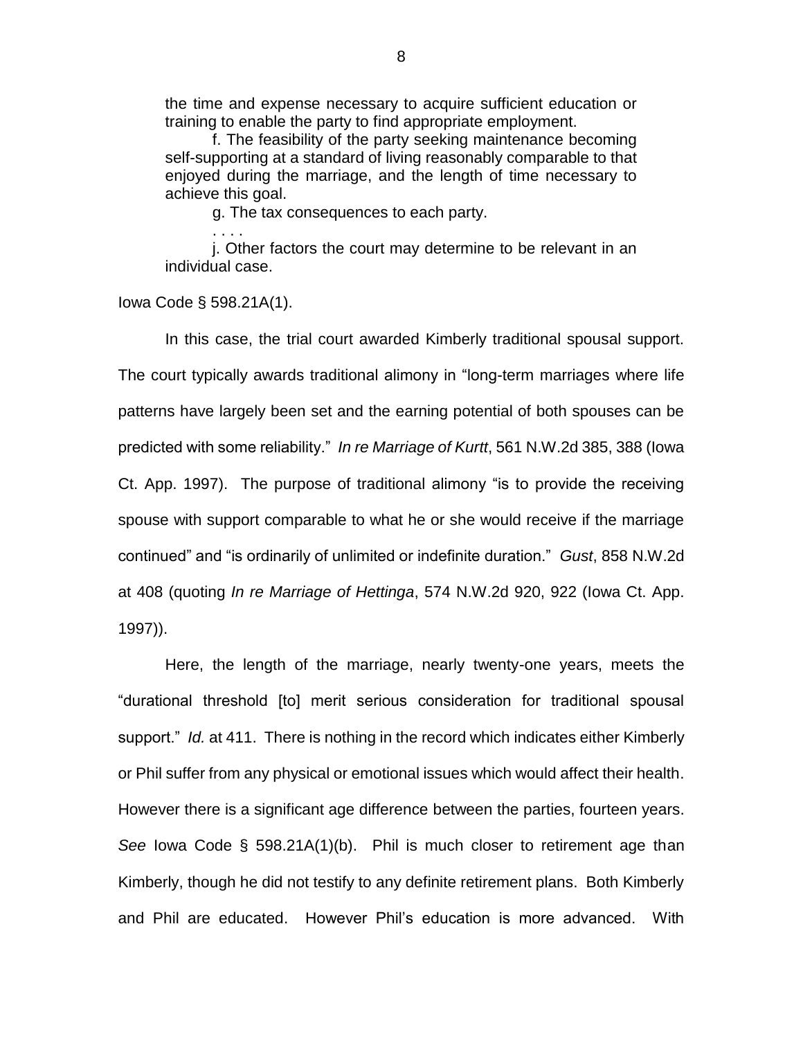the time and expense necessary to acquire sufficient education or training to enable the party to find appropriate employment.

f. The feasibility of the party seeking maintenance becoming self-supporting at a standard of living reasonably comparable to that enjoyed during the marriage, and the length of time necessary to achieve this goal.

g. The tax consequences to each party.

. . . .

j. Other factors the court may determine to be relevant in an individual case.

Iowa Code § 598.21A(1).

In this case, the trial court awarded Kimberly traditional spousal support. The court typically awards traditional alimony in "long-term marriages where life patterns have largely been set and the earning potential of both spouses can be predicted with some reliability." *In re Marriage of Kurtt*, 561 N.W.2d 385, 388 (Iowa Ct. App. 1997). The purpose of traditional alimony "is to provide the receiving spouse with support comparable to what he or she would receive if the marriage continued" and "is ordinarily of unlimited or indefinite duration." *Gust*, 858 N.W.2d at 408 (quoting *In re Marriage of Hettinga*, 574 N.W.2d 920, 922 (Iowa Ct. App. 1997)).

Here, the length of the marriage, nearly twenty-one years, meets the "durational threshold [to] merit serious consideration for traditional spousal support." *Id.* at 411. There is nothing in the record which indicates either Kimberly or Phil suffer from any physical or emotional issues which would affect their health. However there is a significant age difference between the parties, fourteen years. *See* Iowa Code § 598.21A(1)(b). Phil is much closer to retirement age than Kimberly, though he did not testify to any definite retirement plans. Both Kimberly and Phil are educated. However Phil's education is more advanced. With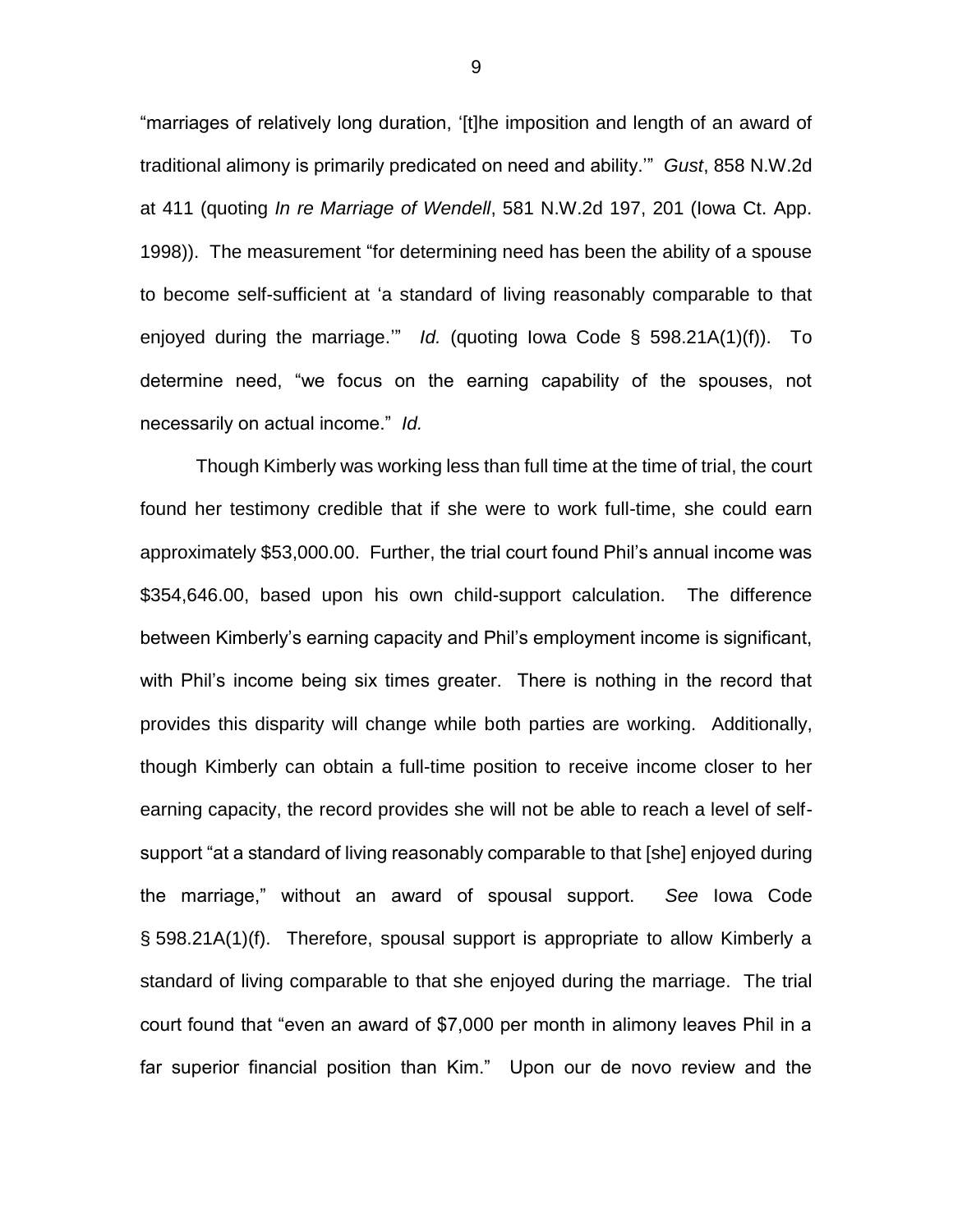"marriages of relatively long duration, '[t]he imposition and length of an award of traditional alimony is primarily predicated on need and ability.'" *Gust*, 858 N.W.2d at 411 (quoting *In re Marriage of Wendell*, 581 N.W.2d 197, 201 (Iowa Ct. App. 1998)). The measurement "for determining need has been the ability of a spouse to become self-sufficient at 'a standard of living reasonably comparable to that enjoyed during the marriage.'" *Id.* (quoting Iowa Code § 598.21A(1)(f)). To determine need, "we focus on the earning capability of the spouses, not necessarily on actual income." *Id.*

Though Kimberly was working less than full time at the time of trial, the court found her testimony credible that if she were to work full-time, she could earn approximately $53,000.00. Further, the trial court found Phil's annual income was $354,646.00, based upon his own child-support calculation. The difference between Kimberly's earning capacity and Phil's employment income is significant, with Phil's income being six times greater. There is nothing in the record that provides this disparity will change while both parties are working. Additionally, though Kimberly can obtain a full-time position to receive income closer to her earning capacity, the record provides she will not be able to reach a level of self-support "at a standard of living reasonably comparable to that [she] enjoyed during the marriage," without an award of spousal support. *See* Iowa Code § 598.21A(1)(f). Therefore, spousal support is appropriate to allow Kimberly a standard of living comparable to that she enjoyed during the marriage. The trial court found that "even an award of $7,000 per month in alimony leaves Phil in a far superior financial position than Kim." Upon our de novo review and the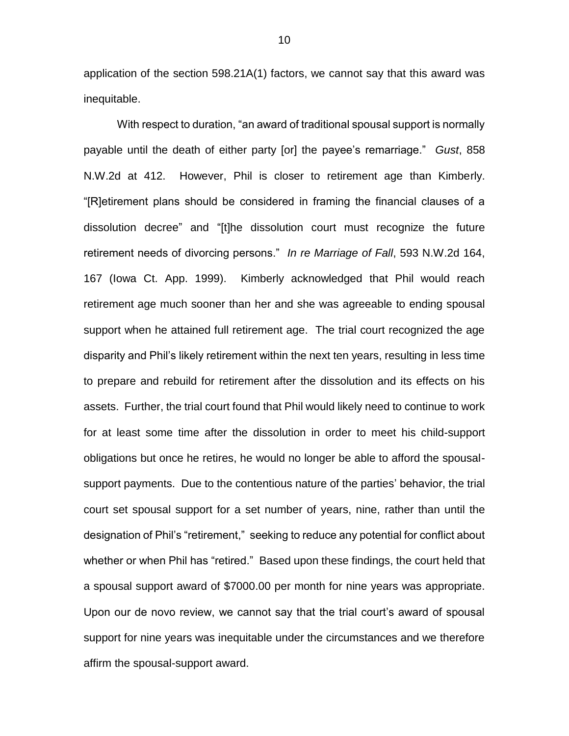application of the section 598.21A(1) factors, we cannot say that this award was inequitable.

With respect to duration, "an award of traditional spousal support is normally payable until the death of either party [or] the payee's remarriage." *Gust*, 858 N.W.2d at 412. However, Phil is closer to retirement age than Kimberly. "[R]etirement plans should be considered in framing the financial clauses of a dissolution decree" and "[t]he dissolution court must recognize the future retirement needs of divorcing persons." *In re Marriage of Fall*, 593 N.W.2d 164, 167 (Iowa Ct. App. 1999). Kimberly acknowledged that Phil would reach retirement age much sooner than her and she was agreeable to ending spousal support when he attained full retirement age. The trial court recognized the age disparity and Phil's likely retirement within the next ten years, resulting in less time to prepare and rebuild for retirement after the dissolution and its effects on his assets. Further, the trial court found that Phil would likely need to continue to work for at least some time after the dissolution in order to meet his child-support obligations but once he retires, he would no longer be able to afford the spousal-support payments. Due to the contentious nature of the parties' behavior, the trial court set spousal support for a set number of years, nine, rather than until the designation of Phil's "retirement," seeking to reduce any potential for conflict about whether or when Phil has "retired." Based upon these findings, the court held that a spousal support award of $7000.00 per month for nine years was appropriate. Upon our de novo review, we cannot say that the trial court's award of spousal support for nine years was inequitable under the circumstances and we therefore affirm the spousal-support award.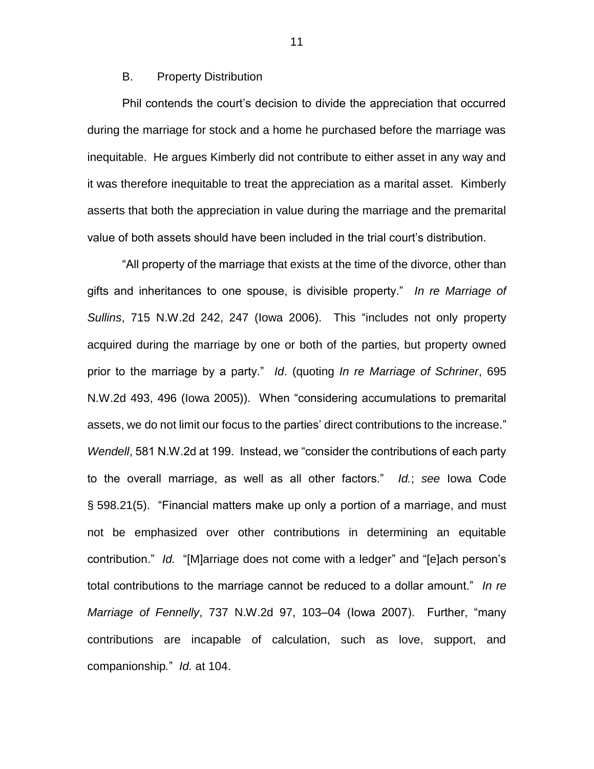### B. Property Distribution

Phil contends the court's decision to divide the appreciation that occurred during the marriage for stock and a home he purchased before the marriage was inequitable. He argues Kimberly did not contribute to either asset in any way and it was therefore inequitable to treat the appreciation as a marital asset. Kimberly asserts that both the appreciation in value during the marriage and the premarital value of both assets should have been included in the trial court's distribution.

"All property of the marriage that exists at the time of the divorce, other than gifts and inheritances to one spouse, is divisible property." *In re Marriage of Sullins*, 715 N.W.2d 242, 247 (Iowa 2006). This "includes not only property acquired during the marriage by one or both of the parties, but property owned prior to the marriage by a party." *Id*. (quoting *In re Marriage of Schriner*, 695 N.W.2d 493, 496 (Iowa 2005)). When "considering accumulations to premarital assets, we do not limit our focus to the parties' direct contributions to the increase." *Wendell*, 581 N.W.2d at 199. Instead, we "consider the contributions of each party to the overall marriage, as well as all other factors." *Id.*; *see* Iowa Code § 598.21(5). "Financial matters make up only a portion of a marriage, and must not be emphasized over other contributions in determining an equitable contribution." *Id.* "[M]arriage does not come with a ledger" and "[e]ach person's total contributions to the marriage cannot be reduced to a dollar amount." *In re Marriage of Fennelly*, 737 N.W.2d 97, 103–04 (Iowa 2007). Further, "many contributions are incapable of calculation, such as love, support, and companionship." *Id.* at 104.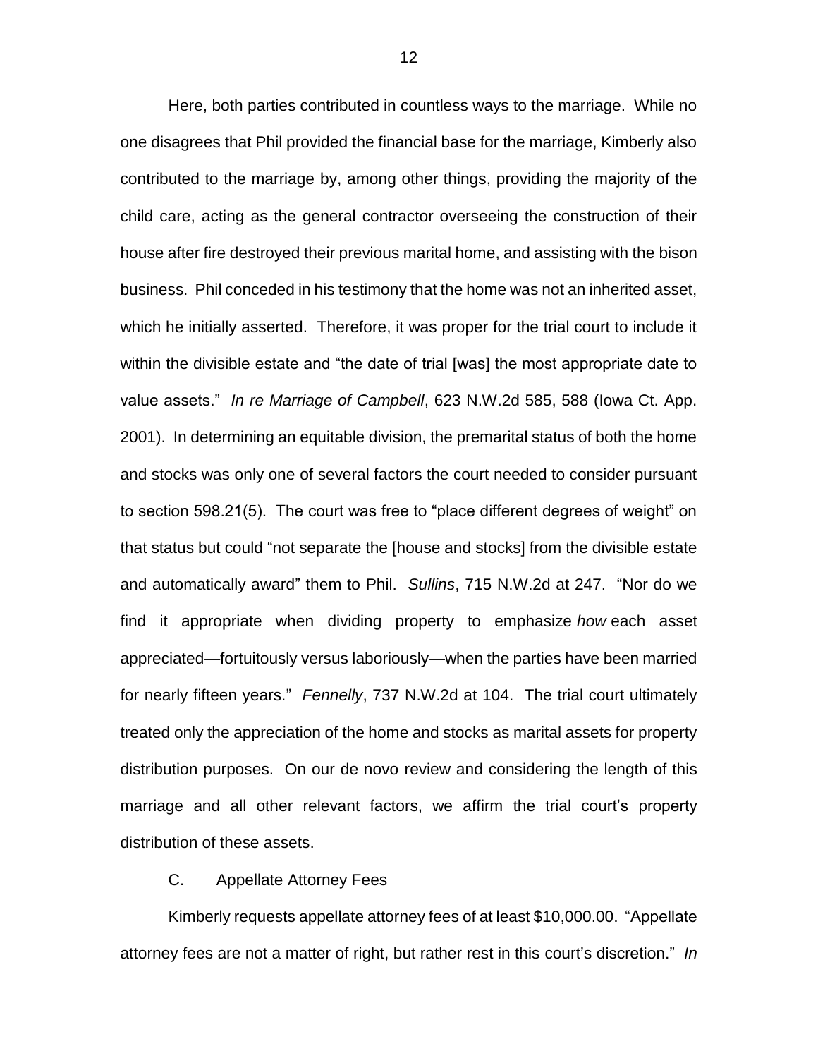Here, both parties contributed in countless ways to the marriage. While no one disagrees that Phil provided the financial base for the marriage, Kimberly also contributed to the marriage by, among other things, providing the majority of the child care, acting as the general contractor overseeing the construction of their house after fire destroyed their previous marital home, and assisting with the bison business. Phil conceded in his testimony that the home was not an inherited asset, which he initially asserted. Therefore, it was proper for the trial court to include it within the divisible estate and "the date of trial [was] the most appropriate date to value assets." *In re Marriage of Campbell*, 623 N.W.2d 585, 588 (Iowa Ct. App. 2001). In determining an equitable division, the premarital status of both the home and stocks was only one of several factors the court needed to consider pursuant to section 598.21(5). The court was free to "place different degrees of weight" on that status but could "not separate the [house and stocks] from the divisible estate and automatically award" them to Phil. *Sullins*, 715 N.W.2d at 247. "Nor do we find it appropriate when dividing property to emphasize *how* each asset appreciated—fortuitously versus laboriously—when the parties have been married for nearly fifteen years." *Fennelly*, 737 N.W.2d at 104. The trial court ultimately treated only the appreciation of the home and stocks as marital assets for property distribution purposes. On our de novo review and considering the length of this marriage and all other relevant factors, we affirm the trial court's property distribution of these assets.

### C. Appellate Attorney Fees

Kimberly requests appellate attorney fees of at least $10,000.00. "Appellate attorney fees are not a matter of right, but rather rest in this court's discretion." *In*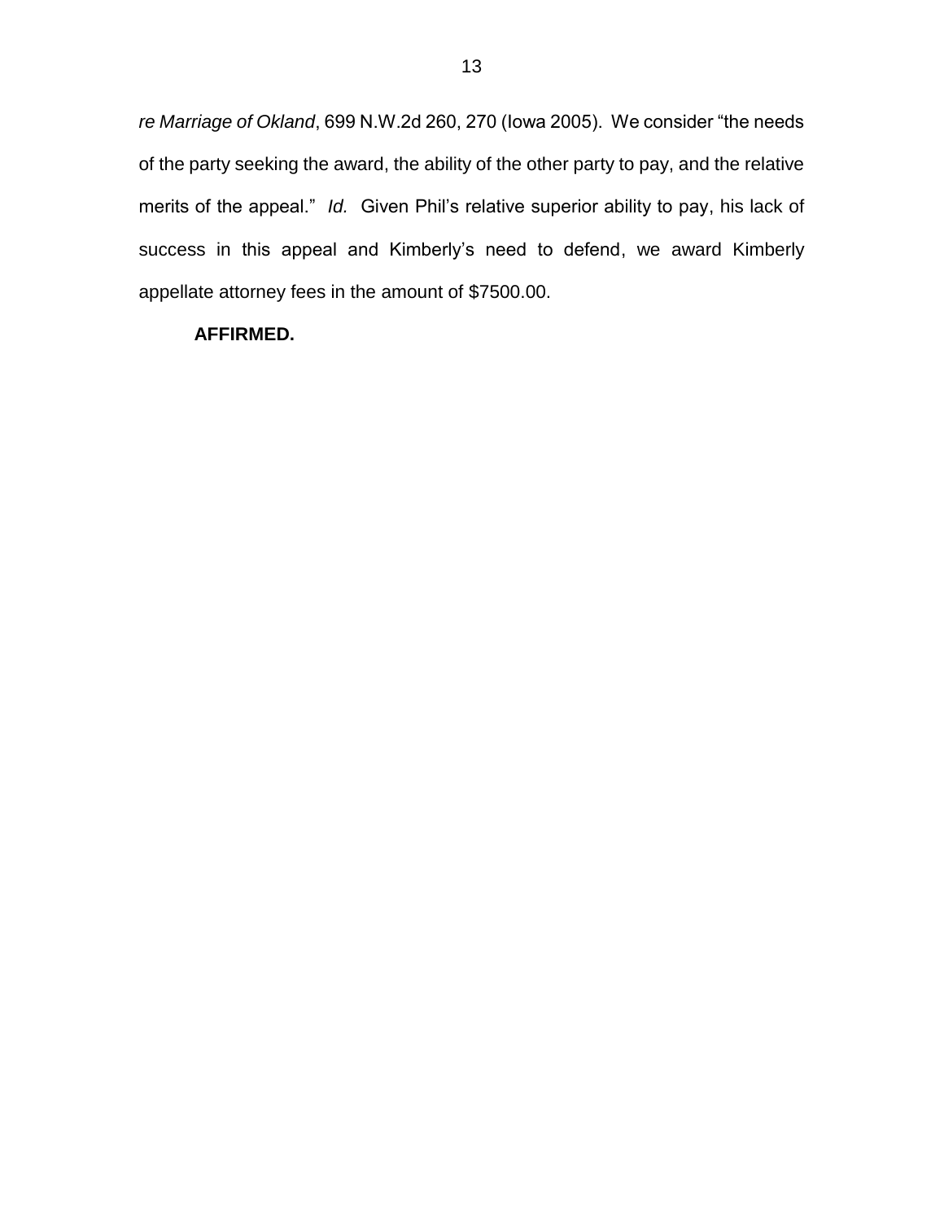*re Marriage of Okland*, 699 N.W.2d 260, 270 (Iowa 2005). We consider "the needs of the party seeking the award, the ability of the other party to pay, and the relative merits of the appeal." *Id.* Given Phil's relative superior ability to pay, his lack of success in this appeal and Kimberly's need to defend, we award Kimberly appellate attorney fees in the amount of $7500.00.

**AFFIRMED.**